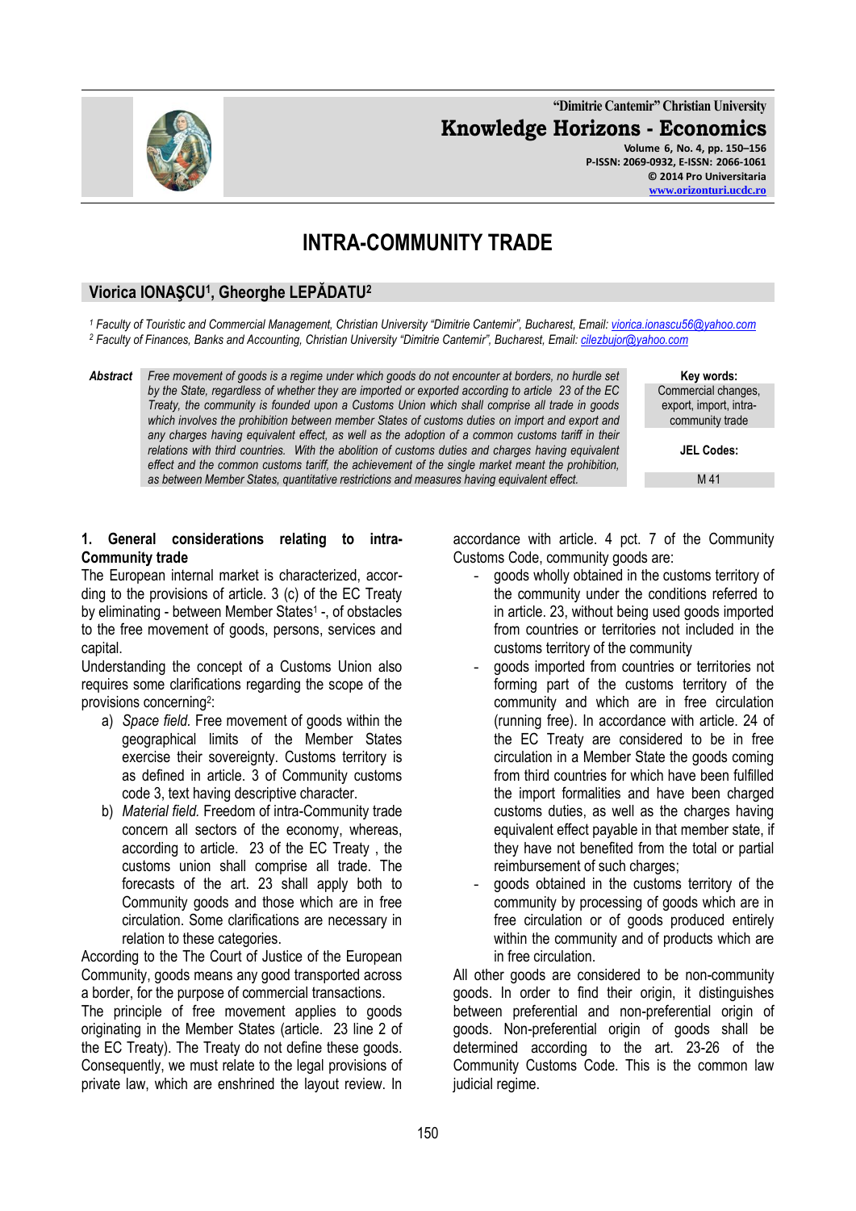# INTRA-COMMUNITY TRADE

## Viorica IONAŞCU[1], Gheorghe LEPĂDATU[2]

[1] Faculty of Touristic and Commercial Management, Christian University "Dimitrie Cantemir", Bucharest, Email: viorica.ionascu56@yahoo.com
[2] Faculty of Finances, Banks and Accounting, Christian University "Dimitrie Cantemir", Bucharest, Email: cilezbujor@yahoo.com

**Abstract** *Free movement of goods is a regime under which goods do not encounter at borders, no hurdle set by the State, regardless of whether they are imported or exported according to article 23 of the EC Treaty, the community is founded upon a Customs Union which shall comprise all trade in goods which involves the prohibition between member States of customs duties on import and export and any charges having equivalent effect, as well as the adoption of a common customs tariff in their relations with third countries. With the abolition of customs duties and charges having equivalent effect and the common customs tariff, the achievement of the single market meant the prohibition, as between Member States, quantitative restrictions and measures having equivalent effect.*

**Key words:** Commercial changes, export, import, intra-community trade

**JEL Codes:** M 41

### 1. General considerations relating to intra-Community trade

The European internal market is characterized, according to the provisions of article. 3 (c) of the EC Treaty by eliminating - between Member States[1] -, of obstacles to the free movement of goods, persons, services and capital.

Understanding the concept of a Customs Union also requires some clarifications regarding the scope of the provisions concerning[2]:

a) *Space field.* Free movement of goods within the geographical limits of the Member States exercise their sovereignty. Customs territory is as defined in article. 3 of Community customs code 3, text having descriptive character.
b) *Material field.* Freedom of intra-Community trade concern all sectors of the economy, whereas, according to article. 23 of the EC Treaty , the customs union shall comprise all trade. The forecasts of the art. 23 shall apply both to Community goods and those which are in free circulation. Some clarifications are necessary in relation to these categories.

According to the The Court of Justice of the European Community, goods means any good transported across a border, for the purpose of commercial transactions.

The principle of free movement applies to goods originating in the Member States (article. 23 line 2 of the EC Treaty). The Treaty do not define these goods. Consequently, we must relate to the legal provisions of private law, which are enshrined the layout review. In accordance with article. 4 pct. 7 of the Community Customs Code, community goods are:

- goods wholly obtained in the customs territory of the community under the conditions referred to in article. 23, without being used goods imported from countries or territories not included in the customs territory of the community
- goods imported from countries or territories not forming part of the customs territory of the community and which are in free circulation (running free). In accordance with article. 24 of the EC Treaty are considered to be in free circulation in a Member State the goods coming from third countries for which have been fulfilled the import formalities and have been charged customs duties, as well as the charges having equivalent effect payable in that member state, if they have not benefited from the total or partial reimbursement of such charges;
- goods obtained in the customs territory of the community by processing of goods which are in free circulation or of goods produced entirely within the community and of products which are in free circulation.

All other goods are considered to be non-community goods. In order to find their origin, it distinguishes between preferential and non-preferential origin of goods. Non-preferential origin of goods shall be determined according to the art. 23-26 of the Community Customs Code. This is the common law judicial regime.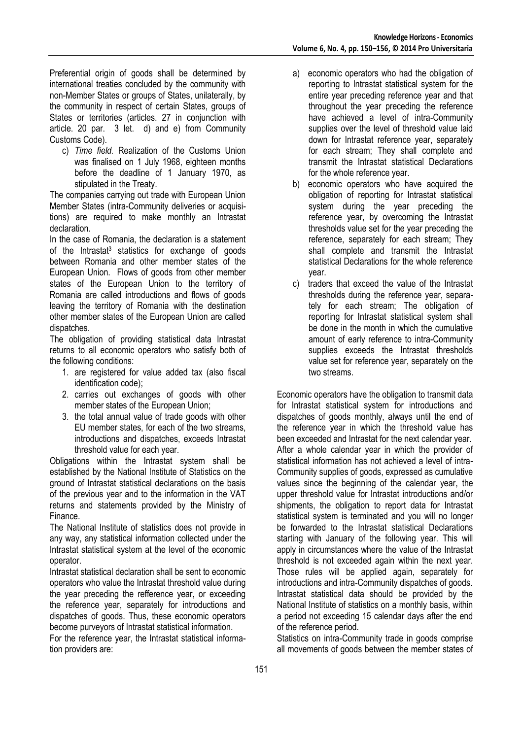Preferential origin of goods shall be determined by international treaties concluded by the community with non-Member States or groups of States, unilaterally, by the community in respect of certain States, groups of States or territories (articles. 27 in conjunction with article. 20 par. 3 let. d) and e) from Community Customs Code).

c) *Time field.* Realization of the Customs Union was finalised on 1 July 1968, eighteen months before the deadline of 1 January 1970, as stipulated in the Treaty.

The companies carrying out trade with European Union Member States (intra-Community deliveries or acquisitions) are required to make monthly an Intrastat declaration.

In the case of Romania, the declaration is a statement of the Intrastat[3] statistics for exchange of goods between Romania and other member states of the European Union. Flows of goods from other member states of the European Union to the territory of Romania are called introductions and flows of goods leaving the territory of Romania with the destination other member states of the European Union are called dispatches.

The obligation of providing statistical data Intrastat returns to all economic operators who satisfy both of the following conditions:

1. are registered for value added tax (also fiscal identification code);
2. carries out exchanges of goods with other member states of the European Union;
3. the total annual value of trade goods with other EU member states, for each of the two streams, introductions and dispatches, exceeds Intrastat threshold value for each year.

Obligations within the Intrastat system shall be established by the National Institute of Statistics on the ground of Intrastat statistical declarations on the basis of the previous year and to the information in the VAT returns and statements provided by the Ministry of Finance.

The National Institute of statistics does not provide in any way, any statistical information collected under the Intrastat statistical system at the level of the economic operator.

Intrastat statistical declaration shall be sent to economic operators who value the Intrastat threshold value during the year preceding the refference year, or exceeding the reference year, separately for introductions and dispatches of goods. Thus, these economic operators become purveyors of Intrastat statistical information.

For the reference year, the Intrastat statistical information providers are:

a) economic operators who had the obligation of reporting to Intrastat statistical system for the entire year preceding reference year and that throughout the year preceding the reference have achieved a level of intra-Community supplies over the level of threshold value laid down for Intrastat reference year, separately for each stream; They shall complete and transmit the Intrastat statistical Declarations for the whole reference year.

b) economic operators who have acquired the obligation of reporting for Intrastat statistical system during the year preceding the reference year, by overcoming the Intrastat thresholds value set for the year preceding the reference, separately for each stream; They shall complete and transmit the Intrastat statistical Declarations for the whole reference year.

c) traders that exceed the value of the Intrastat thresholds during the reference year, separately for each stream; The obligation of reporting for Intrastat statistical system shall be done in the month in which the cumulative amount of early reference to intra-Community supplies exceeds the Intrastat thresholds value set for reference year, separately on the two streams.

Economic operators have the obligation to transmit data for Intrastat statistical system for introductions and dispatches of goods monthly, always until the end of the reference year in which the threshold value has been exceeded and Intrastat for the next calendar year. After a whole calendar year in which the provider of statistical information has not achieved a level of intra-Community supplies of goods, expressed as cumulative values since the beginning of the calendar year, the upper threshold value for Intrastat introductions and/or shipments, the obligation to report data for Intrastat statistical system is terminated and you will no longer be forwarded to the Intrastat statistical Declarations starting with January of the following year. This will apply in circumstances where the value of the Intrastat threshold is not exceeded again within the next year. Those rules will be applied again, separately for introductions and intra-Community dispatches of goods. Intrastat statistical data should be provided by the National Institute of statistics on a monthly basis, within a period not exceeding 15 calendar days after the end of the reference period.

Statistics on intra-Community trade in goods comprise all movements of goods between the member states of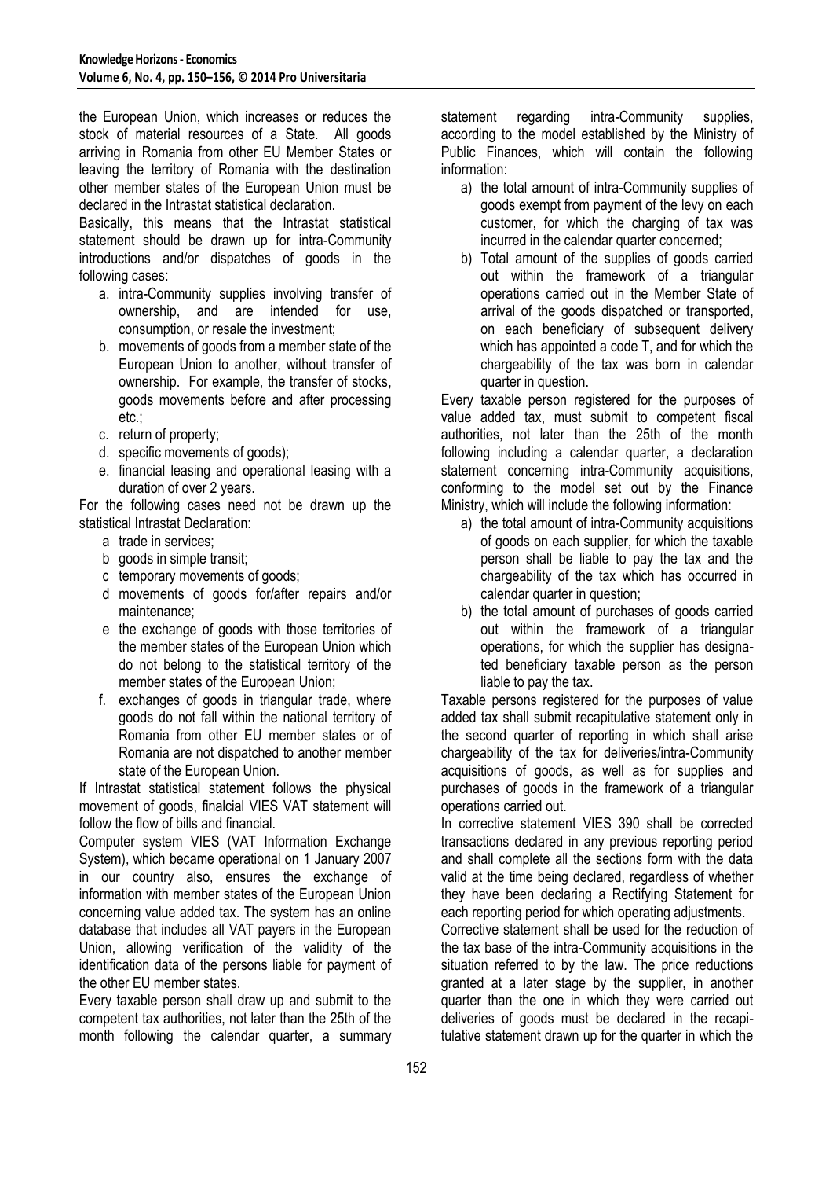the European Union, which increases or reduces the stock of material resources of a State. All goods arriving in Romania from other EU Member States or leaving the territory of Romania with the destination other member states of the European Union must be declared in the Intrastat statistical declaration.

Basically, this means that the Intrastat statistical statement should be drawn up for intra-Community introductions and/or dispatches of goods in the following cases:

a. intra-Community supplies involving transfer of ownership, and are intended for use, consumption, or resale the investment;
b. movements of goods from a member state of the European Union to another, without transfer of ownership. For example, the transfer of stocks, goods movements before and after processing etc.;
c. return of property;
d. specific movements of goods);
e. financial leasing and operational leasing with a duration of over 2 years.

For the following cases need not be drawn up the statistical Intrastat Declaration:

a trade in services;
b goods in simple transit;
c temporary movements of goods;
d movements of goods for/after repairs and/or maintenance;
e the exchange of goods with those territories of the member states of the European Union which do not belong to the statistical territory of the member states of the European Union;
f. exchanges of goods in triangular trade, where goods do not fall within the national territory of Romania from other EU member states or of Romania are not dispatched to another member state of the European Union.

If Intrastat statistical statement follows the physical movement of goods, finalcial VIES VAT statement will follow the flow of bills and financial.

Computer system VIES (VAT Information Exchange System), which became operational on 1 January 2007 in our country also, ensures the exchange of information with member states of the European Union concerning value added tax. The system has an online database that includes all VAT payers in the European Union, allowing verification of the validity of the identification data of the persons liable for payment of the other EU member states.

Every taxable person shall draw up and submit to the competent tax authorities, not later than the 25th of the month following the calendar quarter, a summary statement regarding intra-Community supplies, according to the model established by the Ministry of Public Finances, which will contain the following information:

a) the total amount of intra-Community supplies of goods exempt from payment of the levy on each customer, for which the charging of tax was incurred in the calendar quarter concerned;
b) Total amount of the supplies of goods carried out within the framework of a triangular operations carried out in the Member State of arrival of the goods dispatched or transported, on each beneficiary of subsequent delivery which has appointed a code T, and for which the chargeability of the tax was born in calendar quarter in question.

Every taxable person registered for the purposes of value added tax, must submit to competent fiscal authorities, not later than the 25th of the month following including a calendar quarter, a declaration statement concerning intra-Community acquisitions, conforming to the model set out by the Finance Ministry, which will include the following information:

a) the total amount of intra-Community acquisitions of goods on each supplier, for which the taxable person shall be liable to pay the tax and the chargeability of the tax which has occurred in calendar quarter in question;
b) the total amount of purchases of goods carried out within the framework of a triangular operations, for which the supplier has designated beneficiary taxable person as the person liable to pay the tax.

Taxable persons registered for the purposes of value added tax shall submit recapitulative statement only in the second quarter of reporting in which shall arise chargeability of the tax for deliveries/intra-Community acquisitions of goods, as well as for supplies and purchases of goods in the framework of a triangular operations carried out.

In corrective statement VIES 390 shall be corrected transactions declared in any previous reporting period and shall complete all the sections form with the data valid at the time being declared, regardless of whether they have been declaring a Rectifying Statement for each reporting period for which operating adjustments.

Corrective statement shall be used for the reduction of the tax base of the intra-Community acquisitions in the situation referred to by the law. The price reductions granted at a later stage by the supplier, in another quarter than the one in which they were carried out deliveries of goods must be declared in the recapitulative statement drawn up for the quarter in which the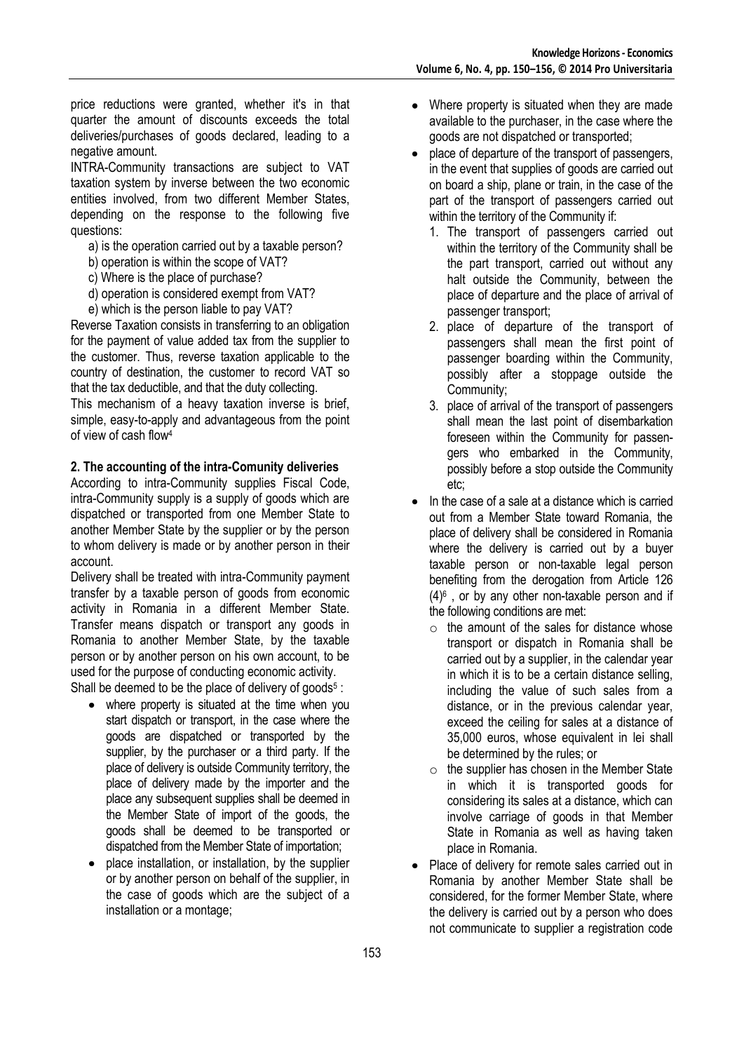price reductions were granted, whether it's in that quarter the amount of discounts exceeds the total deliveries/purchases of goods declared, leading to a negative amount.

INTRA-Community transactions are subject to VAT taxation system by inverse between the two economic entities involved, from two different Member States, depending on the response to the following five questions:

a) is the operation carried out by a taxable person?
b) operation is within the scope of VAT?
c) Where is the place of purchase?
d) operation is considered exempt from VAT?
e) which is the person liable to pay VAT?

Reverse Taxation consists in transferring to an obligation for the payment of value added tax from the supplier to the customer. Thus, reverse taxation applicable to the country of destination, the customer to record VAT so that the tax deductible, and that the duty collecting.

This mechanism of a heavy taxation inverse is brief, simple, easy-to-apply and advantageous from the point of view of cash flow[4]

## 2. The accounting of the intra-Comunity deliveries

According to intra-Community supplies Fiscal Code, intra-Community supply is a supply of goods which are dispatched or transported from one Member State to another Member State by the supplier or by the person to whom delivery is made or by another person in their account.

Delivery shall be treated with intra-Community payment transfer by a taxable person of goods from economic activity in Romania in a different Member State. Transfer means dispatch or transport any goods in Romania to another Member State, by the taxable person or by another person on his own account, to be used for the purpose of conducting economic activity.

Shall be deemed to be the place of delivery of goods[5] :

- where property is situated at the time when you start dispatch or transport, in the case where the goods are dispatched or transported by the supplier, by the purchaser or a third party. If the place of delivery is outside Community territory, the place of delivery made by the importer and the place any subsequent supplies shall be deemed in the Member State of import of the goods, the goods shall be deemed to be transported or dispatched from the Member State of importation;
- place installation, or installation, by the supplier or by another person on behalf of the supplier, in the case of goods which are the subject of a installation or a montage;
- Where property is situated when they are made available to the purchaser, in the case where the goods are not dispatched or transported;
- place of departure of the transport of passengers, in the event that supplies of goods are carried out on board a ship, plane or train, in the case of the part of the transport of passengers carried out within the territory of the Community if:
    1. The transport of passengers carried out within the territory of the Community shall be the part transport, carried out without any halt outside the Community, between the place of departure and the place of arrival of passenger transport;
    2. place of departure of the transport of passengers shall mean the first point of passenger boarding within the Community, possibly after a stoppage outside the Community;
    3. place of arrival of the transport of passengers shall mean the last point of disembarkation foreseen within the Community for passengers who embarked in the Community, possibly before a stop outside the Community etc;
- In the case of a sale at a distance which is carried out from a Member State toward Romania, the place of delivery shall be considered in Romania where the delivery is carried out by a buyer taxable person or non-taxable legal person benefiting from the derogation from Article 126 (4)[6] , or by any other non-taxable person and if the following conditions are met:
    - the amount of the sales for distance whose transport or dispatch in Romania shall be carried out by a supplier, in the calendar year in which it is to be a certain distance selling, including the value of such sales from a distance, or in the previous calendar year, exceed the ceiling for sales at a distance of 35,000 euros, whose equivalent in lei shall be determined by the rules; or
    - the supplier has chosen in the Member State in which it is transported goods for considering its sales at a distance, which can involve carriage of goods in that Member State in Romania as well as having taken place in Romania.
- Place of delivery for remote sales carried out in Romania by another Member State shall be considered, for the former Member State, where the delivery is carried out by a person who does not communicate to supplier a registration code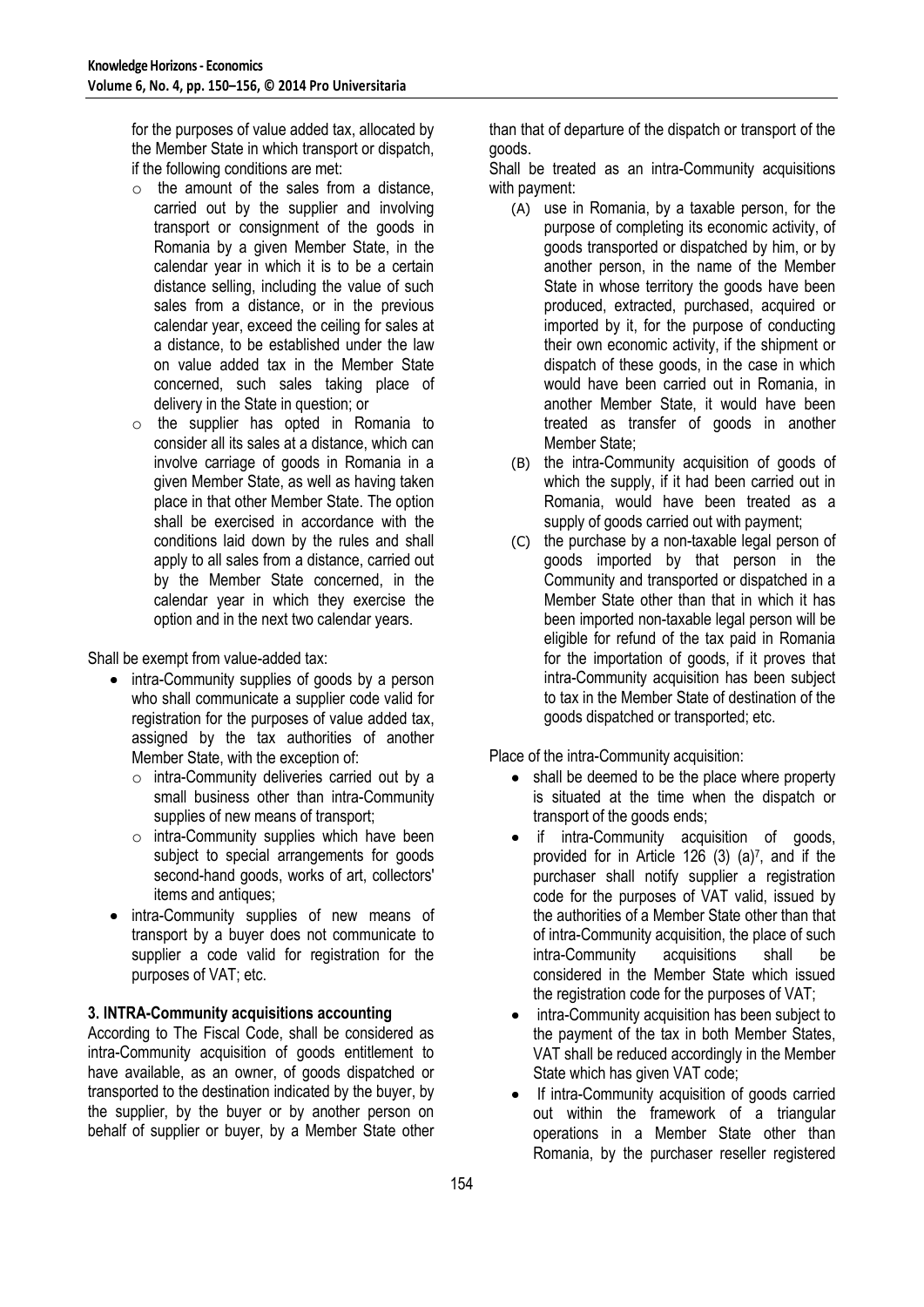for the purposes of value added tax, allocated by the Member State in which transport or dispatch, if the following conditions are met:

- the amount of the sales from a distance, carried out by the supplier and involving transport or consignment of the goods in Romania by a given Member State, in the calendar year in which it is to be a certain distance selling, including the value of such sales from a distance, or in the previous calendar year, exceed the ceiling for sales at a distance, to be established under the law on value added tax in the Member State concerned, such sales taking place of delivery in the State in question; or
- the supplier has opted in Romania to consider all its sales at a distance, which can involve carriage of goods in Romania in a given Member State, as well as having taken place in that other Member State. The option shall be exercised in accordance with the conditions laid down by the rules and shall apply to all sales from a distance, carried out by the Member State concerned, in the calendar year in which they exercise the option and in the next two calendar years.

Shall be exempt from value-added tax:

- intra-Community supplies of goods by a person who shall communicate a supplier code valid for registration for the purposes of value added tax, assigned by the tax authorities of another Member State, with the exception of:
  - intra-Community deliveries carried out by a small business other than intra-Community supplies of new means of transport;
  - intra-Community supplies which have been subject to special arrangements for goods second-hand goods, works of art, collectors' items and antiques;
- intra-Community supplies of new means of transport by a buyer does not communicate to supplier a code valid for registration for the purposes of VAT; etc.

## 3. INTRA-Community acquisitions accounting

According to The Fiscal Code, shall be considered as intra-Community acquisition of goods entitlement to have available, as an owner, of goods dispatched or transported to the destination indicated by the buyer, by the supplier, by the buyer or by another person on behalf of supplier or buyer, by a Member State other than that of departure of the dispatch or transport of the goods.

Shall be treated as an intra-Community acquisitions with payment:

(A) use in Romania, by a taxable person, for the purpose of completing its economic activity, of goods transported or dispatched by him, or by another person, in the name of the Member State in whose territory the goods have been produced, extracted, purchased, acquired or imported by it, for the purpose of conducting their own economic activity, if the shipment or dispatch of these goods, in the case in which would have been carried out in Romania, in another Member State, it would have been treated as transfer of goods in another Member State;

(B) the intra-Community acquisition of goods of which the supply, if it had been carried out in Romania, would have been treated as a supply of goods carried out with payment;

(C) the purchase by a non-taxable legal person of goods imported by that person in the Community and transported or dispatched in a Member State other than that in which it has been imported non-taxable legal person will be eligible for refund of the tax paid in Romania for the importation of goods, if it proves that intra-Community acquisition has been subject to tax in the Member State of destination of the goods dispatched or transported; etc.

Place of the intra-Community acquisition:

- shall be deemed to be the place where property is situated at the time when the dispatch or transport of the goods ends;
- if intra-Community acquisition of goods, provided for in Article 126 (3) (a)[7], and if the purchaser shall notify supplier a registration code for the purposes of VAT valid, issued by the authorities of a Member State other than that of intra-Community acquisition, the place of such intra-Community acquisitions shall be considered in the Member State which issued the registration code for the purposes of VAT;
- intra-Community acquisition has been subject to the payment of the tax in both Member States, VAT shall be reduced accordingly in the Member State which has given VAT code;
- If intra-Community acquisition of goods carried out within the framework of a triangular operations in a Member State other than Romania, by the purchaser reseller registered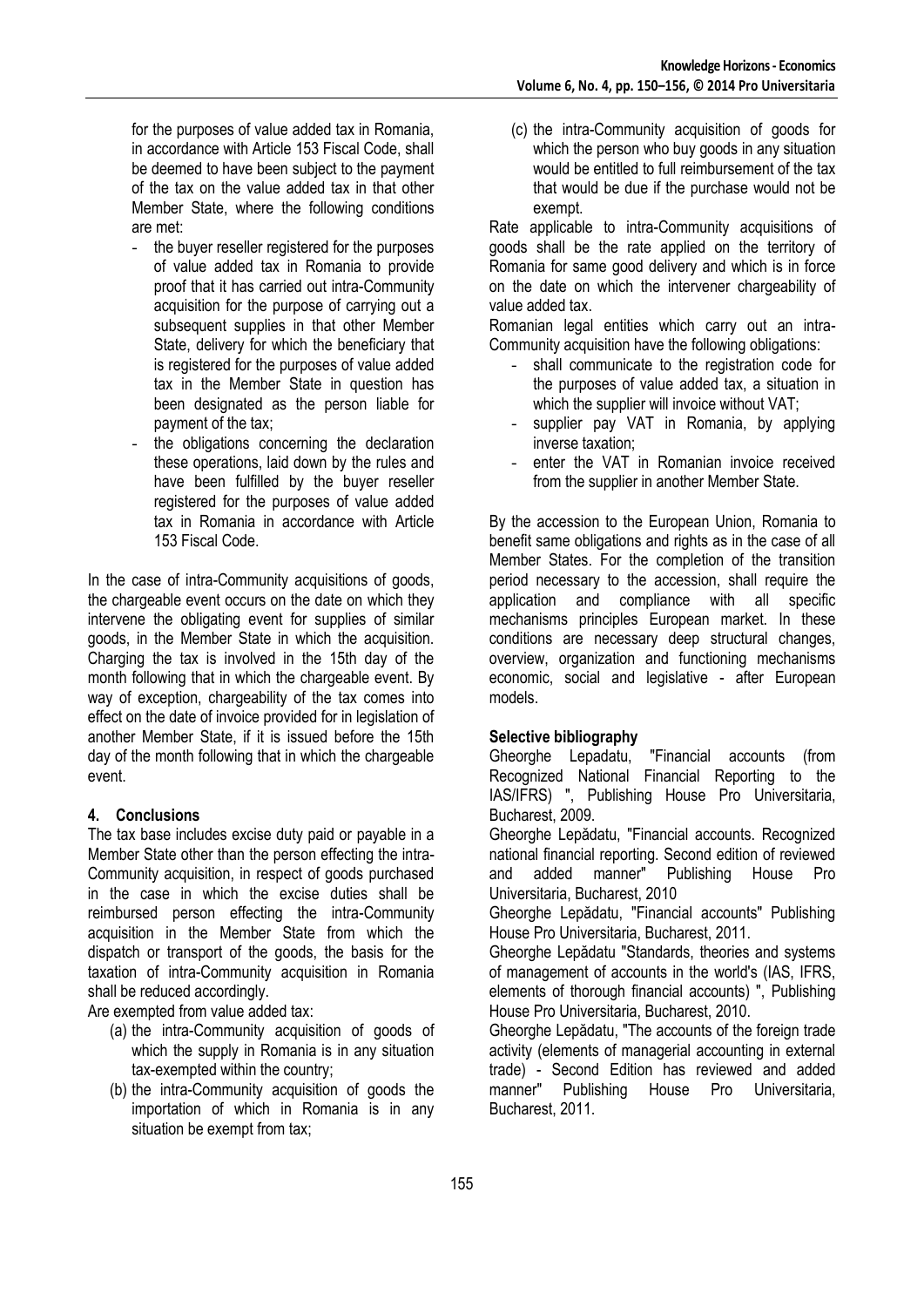for the purposes of value added tax in Romania, in accordance with Article 153 Fiscal Code, shall be deemed to have been subject to the payment of the tax on the value added tax in that other Member State, where the following conditions are met:

- the buyer reseller registered for the purposes of value added tax in Romania to provide proof that it has carried out intra-Community acquisition for the purpose of carrying out a subsequent supplies in that other Member State, delivery for which the beneficiary that is registered for the purposes of value added tax in the Member State in question has been designated as the person liable for payment of the tax;
- the obligations concerning the declaration these operations, laid down by the rules and have been fulfilled by the buyer reseller registered for the purposes of value added tax in Romania in accordance with Article 153 Fiscal Code.

In the case of intra-Community acquisitions of goods, the chargeable event occurs on the date on which they intervene the obligating event for supplies of similar goods, in the Member State in which the acquisition. Charging the tax is involved in the 15th day of the month following that in which the chargeable event. By way of exception, chargeability of the tax comes into effect on the date of invoice provided for in legislation of another Member State, if it is issued before the 15th day of the month following that in which the chargeable event.

## 4. Conclusions

The tax base includes excise duty paid or payable in a Member State other than the person effecting the intra-Community acquisition, in respect of goods purchased in the case in which the excise duties shall be reimbursed person effecting the intra-Community acquisition in the Member State from which the dispatch or transport of the goods, the basis for the taxation of intra-Community acquisition in Romania shall be reduced accordingly.

Are exempted from value added tax:

(a) the intra-Community acquisition of goods of which the supply in Romania is in any situation tax-exempted within the country;

(b) the intra-Community acquisition of goods the importation of which in Romania is in any situation be exempt from tax;

(c) the intra-Community acquisition of goods for which the person who buy goods in any situation would be entitled to full reimbursement of the tax that would be due if the purchase would not be exempt.

Rate applicable to intra-Community acquisitions of goods shall be the rate applied on the territory of Romania for same good delivery and which is in force on the date on which the intervener chargeability of value added tax.

Romanian legal entities which carry out an intra-Community acquisition have the following obligations:

- shall communicate to the registration code for the purposes of value added tax, a situation in which the supplier will invoice without VAT;
- supplier pay VAT in Romania, by applying inverse taxation;
- enter the VAT in Romanian invoice received from the supplier in another Member State.

By the accession to the European Union, Romania to benefit same obligations and rights as in the case of all Member States. For the completion of the transition period necessary to the accession, shall require the application and compliance with all specific mechanisms principles European market. In these conditions are necessary deep structural changes, overview, organization and functioning mechanisms economic, social and legislative - after European models.

**Selective bibliography**

Gheorghe Lepadatu, "Financial accounts (from Recognized National Financial Reporting to the IAS/IFRS) ", Publishing House Pro Universitaria, Bucharest, 2009.

Gheorghe Lepădatu, "Financial accounts. Recognized national financial reporting. Second edition of reviewed and added manner" Publishing House Pro Universitaria, Bucharest, 2010

Gheorghe Lepădatu, "Financial accounts" Publishing House Pro Universitaria, Bucharest, 2011.

Gheorghe Lepădatu "Standards, theories and systems of management of accounts in the world's (IAS, IFRS, elements of thorough financial accounts) ", Publishing House Pro Universitaria, Bucharest, 2010.

Gheorghe Lepădatu, "The accounts of the foreign trade activity (elements of managerial accounting in external trade) - Second Edition has reviewed and added manner" Publishing House Pro Universitaria, Bucharest, 2011.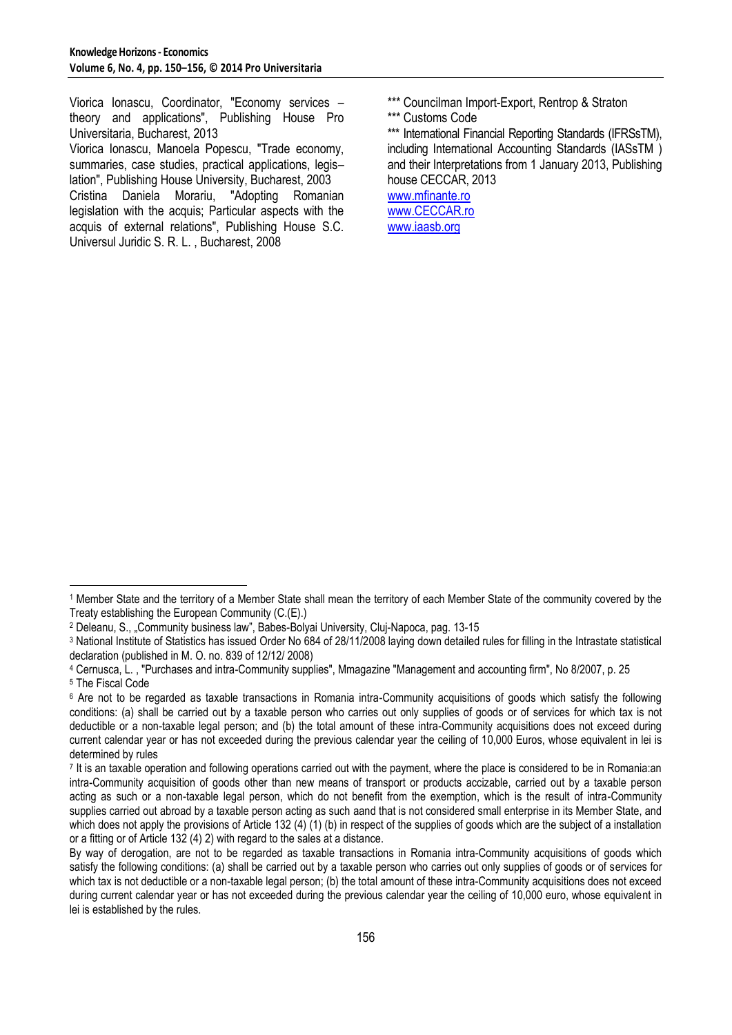Viorica Ionascu, Coordinator, "Economy services – theory and applications", Publishing House Pro Universitaria, Bucharest, 2013

Viorica Ionascu, Manoela Popescu, "Trade economy, summaries, case studies, practical applications, legis–lation", Publishing House University, Bucharest, 2003

Cristina Daniela Morariu, "Adopting Romanian legislation with the acquis; Particular aspects with the acquis of external relations", Publishing House S.C. Universul Juridic S. R. L. , Bucharest, 2008

*** Councilman Import-Export, Rentrop & Straton

*** Customs Code

*** International Financial Reporting Standards (IFRSsTM), including International Accounting Standards (IASsTM ) and their Interpretations from 1 January 2013, Publishing house CECCAR, 2013

www.mfinante.ro

www.CECCAR.ro

www.iaasb.org

---

[1] Member State and the territory of a Member State shall mean the territory of each Member State of the community covered by the Treaty establishing the European Community (C.(E).)

[2] Deleanu, S., „Community business law", Babes-Bolyai University, Cluj-Napoca, pag. 13-15

[3] National Institute of Statistics has issued Order No 684 of 28/11/2008 laying down detailed rules for filling in the Intrastate statistical declaration (published in M. O. no. 839 of 12/12/ 2008)

[4] Cernusca, L. , "Purchases and intra-Community supplies", Mmagazine "Management and accounting firm", No 8/2007, p. 25

[5] The Fiscal Code

[6] Are not to be regarded as taxable transactions in Romania intra-Community acquisitions of goods which satisfy the following conditions: (a) shall be carried out by a taxable person who carries out only supplies of goods or of services for which tax is not deductible or a non-taxable legal person; and (b) the total amount of these intra-Community acquisitions does not exceed during current calendar year or has not exceeded during the previous calendar year the ceiling of 10,000 Euros, whose equivalent in lei is determined by rules

[7] It is an taxable operation and following operations carried out with the payment, where the place is considered to be in Romania:an intra-Community acquisition of goods other than new means of transport or products accizable, carried out by a taxable person acting as such or a non-taxable legal person, which do not benefit from the exemption, which is the result of intra-Community supplies carried out abroad by a taxable person acting as such aand that is not considered small enterprise in its Member State, and which does not apply the provisions of Article 132 (4) (1) (b) in respect of the supplies of goods which are the subject of a installation or a fitting or of Article 132 (4) 2) with regard to the sales at a distance.

By way of derogation, are not to be regarded as taxable transactions in Romania intra-Community acquisitions of goods which satisfy the following conditions: (a) shall be carried out by a taxable person who carries out only supplies of goods or of services for which tax is not deductible or a non-taxable legal person; (b) the total amount of these intra-Community acquisitions does not exceed during current calendar year or has not exceeded during the previous calendar year the ceiling of 10,000 euro, whose equivalent in lei is established by the rules.